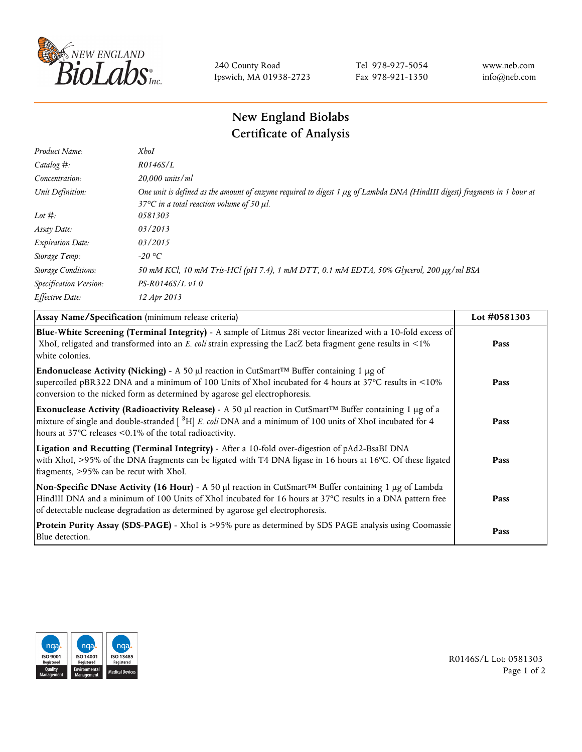240 County Road
Ipswich, MA 01938-2723

Tel 978-927-5054
Fax 978-921-1350

www.neb.com
info@neb.com

# New England Biolabs
# Certificate of Analysis

| | |
|---|---|
| *Product Name:* | *XhoI* |
| *Catalog #:* | *R0146S/L* |
| *Concentration:* | *20,000 units/ml* |
| *Unit Definition:* | *One unit is defined as the amount of enzyme required to digest 1 µg of Lambda DNA (HindIII digest) fragments in 1 hour at 37°C in a total reaction volume of 50 µl.* |
| *Lot #:* | *0581303* |
| *Assay Date:* | *03/2013* |
| *Expiration Date:* | *03/2015* |
| *Storage Temp:* | *-20 °C* |
| *Storage Conditions:* | *50 mM KCl, 10 mM Tris-HCl (pH 7.4), 1 mM DTT, 0.1 mM EDTA, 50% Glycerol, 200 µg/ml BSA* |
| *Specification Version:* | *PS-R0146S/L v1.0* |
| *Effective Date:* | *12 Apr 2013* |

| **Assay Name/Specification** (minimum release criteria) | **Lot #0581303** |
|---|---|
| **Blue-White Screening (Terminal Integrity)** - A sample of Litmus 28i vector linearized with a 10-fold excess of XhoI, religated and transformed into an *E. coli* strain expressing the LacZ beta fragment gene results in <1% white colonies. | **Pass** |
| **Endonuclease Activity (Nicking)** - A 50 µl reaction in CutSmart™ Buffer containing 1 µg of supercoiled pBR322 DNA and a minimum of 100 Units of XhoI incubated for 4 hours at 37°C results in <10% conversion to the nicked form as determined by agarose gel electrophoresis. | **Pass** |
| **Exonuclease Activity (Radioactivity Release)** - A 50 µl reaction in CutSmart™ Buffer containing 1 µg of a mixture of single and double-stranded [ $^{3}$H] *E. coli* DNA and a minimum of 100 units of XhoI incubated for 4 hours at 37°C releases <0.1% of the total radioactivity. | **Pass** |
| **Ligation and Recutting (Terminal Integrity)** - After a 10-fold over-digestion of pAd2-BsaBI DNA with XhoI, >95% of the DNA fragments can be ligated with T4 DNA ligase in 16 hours at 16°C. Of these ligated fragments, >95% can be recut with XhoI. | **Pass** |
| **Non-Specific DNase Activity (16 Hour)** - A 50 µl reaction in CutSmart™ Buffer containing 1 µg of Lambda HindIII DNA and a minimum of 100 Units of XhoI incubated for 16 hours at 37°C results in a DNA pattern free of detectable nuclease degradation as determined by agarose gel electrophoresis. | **Pass** |
| **Protein Purity Assay (SDS-PAGE)** - XhoI is >95% pure as determined by SDS PAGE analysis using Coomassie Blue detection. | **Pass** |

R0146S/L Lot: 0581303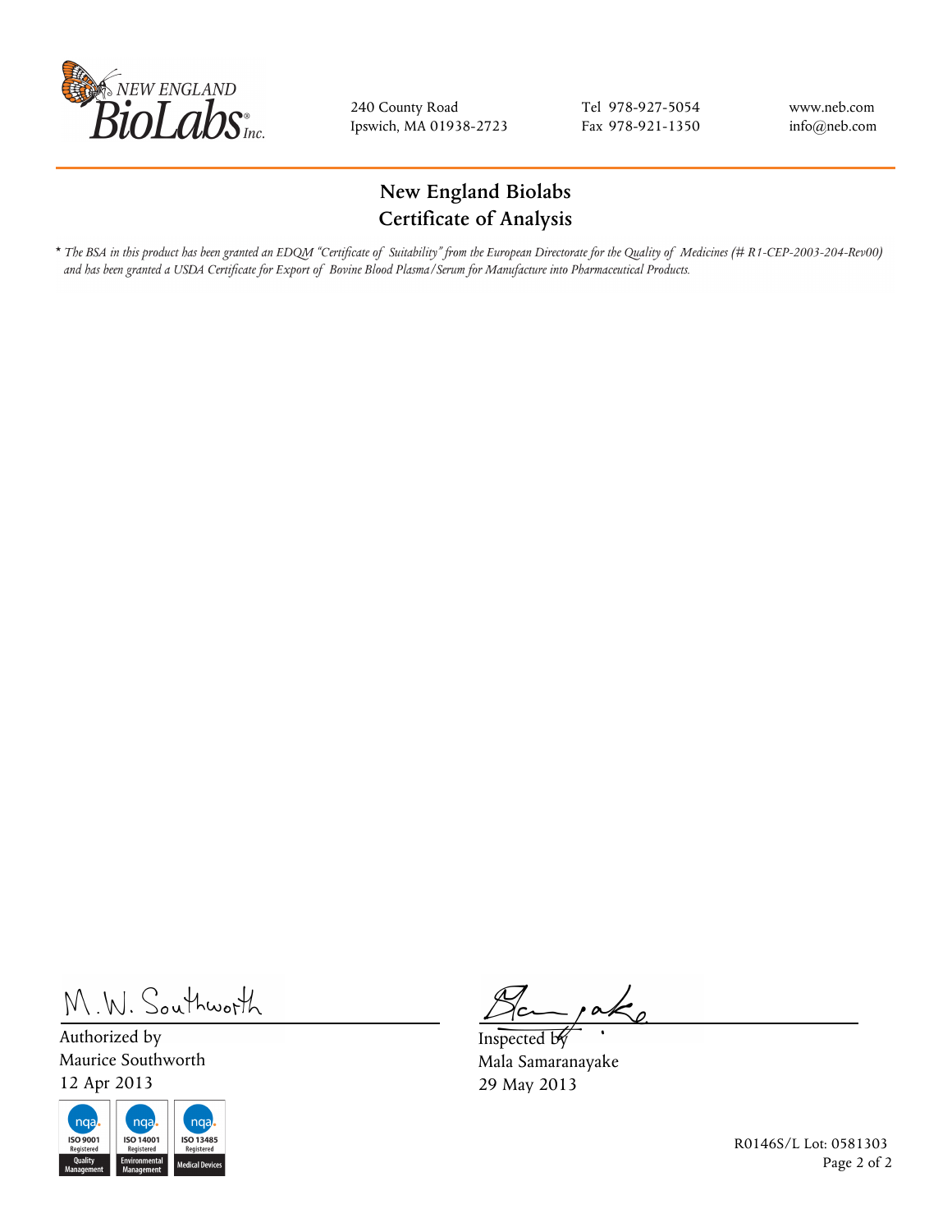NEW ENGLAND BioLabs Inc.

240 County Road
Ipswich, MA 01938-2723

Tel 978-927-5054
Fax 978-921-1350

www.neb.com
info@neb.com

## New England Biolabs
## Certificate of Analysis

* *The BSA in this product has been granted an EDQM "Certificate of Suitability" from the European Directorate for the Quality of Medicines (# R1-CEP-2003-204-Rev00) and has been granted a USDA Certificate for Export of Bovine Blood Plasma/Serum for Manufacture into Pharmaceutical Products.*

M.W. Southworth
Authorized by
Maurice Southworth
12 Apr 2013

Inspected by
Mala Samaranayake
29 May 2013

nqa ISO 9001 Registered Quality Management
nqa ISO 14001 Registered Environmental Management
nqa ISO 13485 Registered Medical Devices

R0146S/L Lot: 0581303